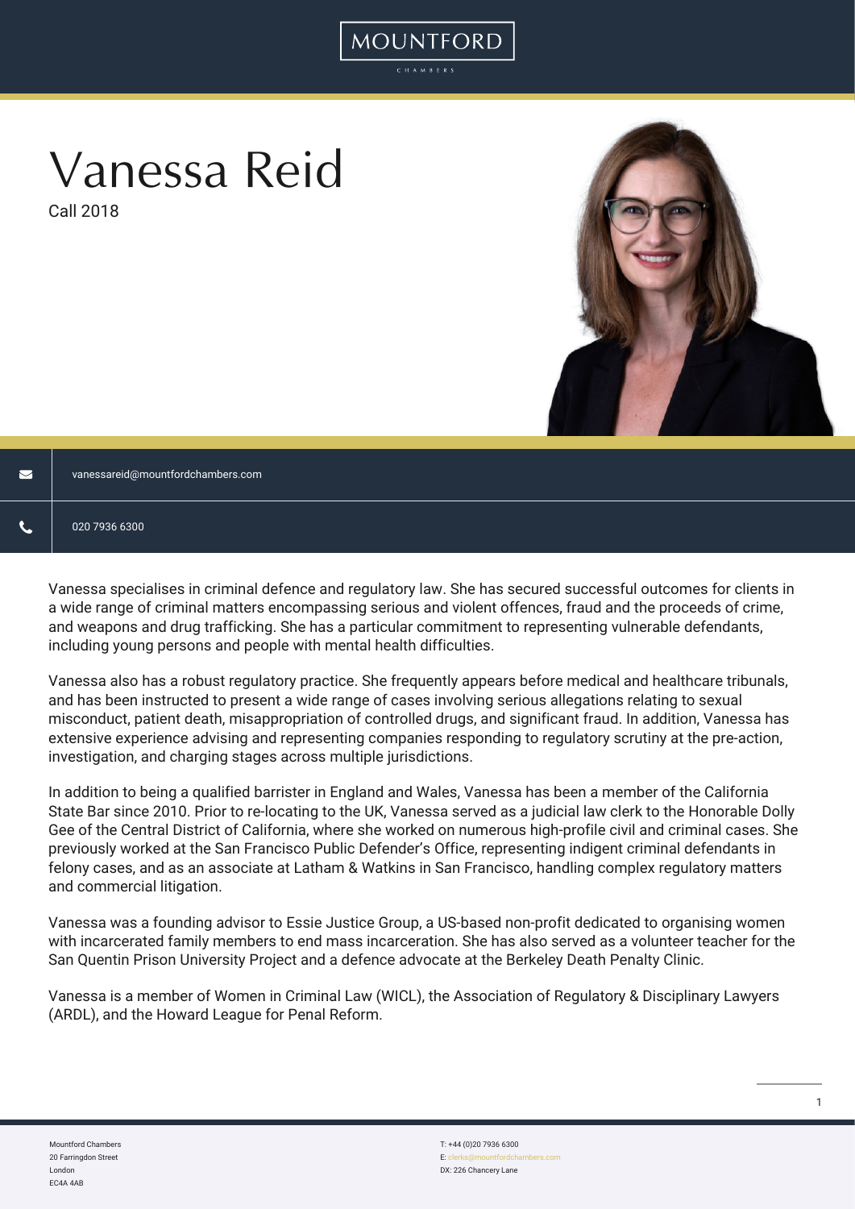MOUNTFORD

CHAMBERS

# Vanessa Reid

Call 2018

vanessareid@mountfordchambers.com

020 7936 6300

Vanessa specialises in criminal defence and regulatory law. She has secured successful outcomes for clients in a wide range of criminal matters encompassing serious and violent offences, fraud and the proceeds of crime, and weapons and drug trafficking. She has a particular commitment to representing vulnerable defendants, including young persons and people with mental health difficulties.

Vanessa also has a robust regulatory practice. She frequently appears before medical and healthcare tribunals, and has been instructed to present a wide range of cases involving serious allegations relating to sexual misconduct, patient death, misappropriation of controlled drugs, and significant fraud. In addition, Vanessa has extensive experience advising and representing companies responding to regulatory scrutiny at the pre-action, investigation, and charging stages across multiple jurisdictions.

In addition to being a qualified barrister in England and Wales, Vanessa has been a member of the California State Bar since 2010. Prior to re-locating to the UK, Vanessa served as a judicial law clerk to the Honorable Dolly Gee of the Central District of California, where she worked on numerous high-profile civil and criminal cases. She previously worked at the San Francisco Public Defender's Office, representing indigent criminal defendants in felony cases, and as an associate at Latham & Watkins in San Francisco, handling complex regulatory matters and commercial litigation.

Vanessa was a founding advisor to Essie Justice Group, a US-based non-profit dedicated to organising women with incarcerated family members to end mass incarceration. She has also served as a volunteer teacher for the San Quentin Prison University Project and a defence advocate at the Berkeley Death Penalty Clinic.

Vanessa is a member of Women in Criminal Law (WICL), the Association of Regulatory & Disciplinary Lawyers (ARDL), and the Howard League for Penal Reform.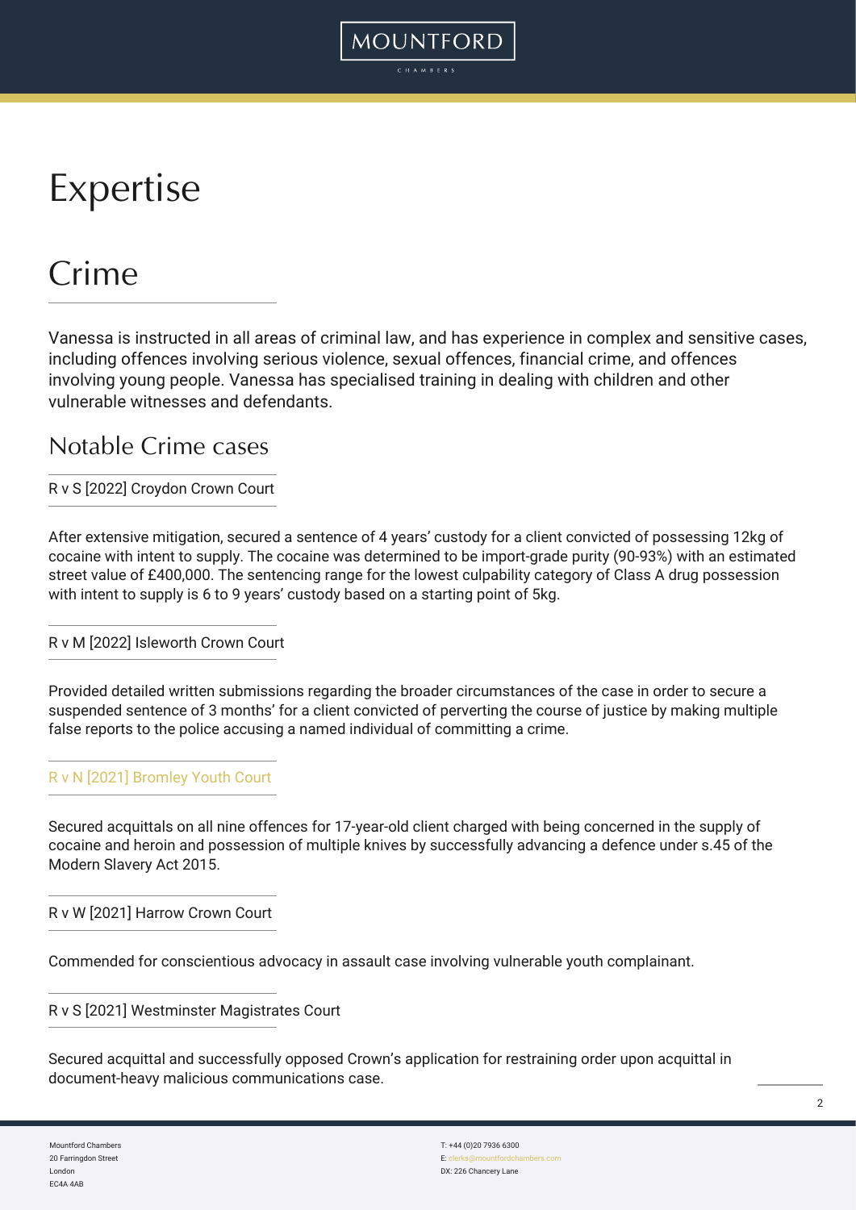# Expertise

## Crime

Vanessa is instructed in all areas of criminal law, and has experience in complex and sensitive cases, including offences involving serious violence, sexual offences, financial crime, and offences involving young people. Vanessa has specialised training in dealing with children and other vulnerable witnesses and defendants.

### Notable Crime cases

R v S [2022] Croydon Crown Court

After extensive mitigation, secured a sentence of 4 years' custody for a client convicted of possessing 12kg of cocaine with intent to supply. The cocaine was determined to be import-grade purity (90-93%) with an estimated street value of £400,000. The sentencing range for the lowest culpability category of Class A drug possession with intent to supply is 6 to 9 years' custody based on a starting point of 5kg.

R v M [2022] Isleworth Crown Court

Provided detailed written submissions regarding the broader circumstances of the case in order to secure a suspended sentence of 3 months' for a client convicted of perverting the course of justice by making multiple false reports to the police accusing a named individual of committing a crime.

R v N [2021] Bromley Youth Court

Secured acquittals on all nine offences for 17-year-old client charged with being concerned in the supply of cocaine and heroin and possession of multiple knives by successfully advancing a defence under s.45 of the Modern Slavery Act 2015.

R v W [2021] Harrow Crown Court

Commended for conscientious advocacy in assault case involving vulnerable youth complainant.

R v S [2021] Westminster Magistrates Court

Secured acquittal and successfully opposed Crown's application for restraining order upon acquittal in document-heavy malicious communications case.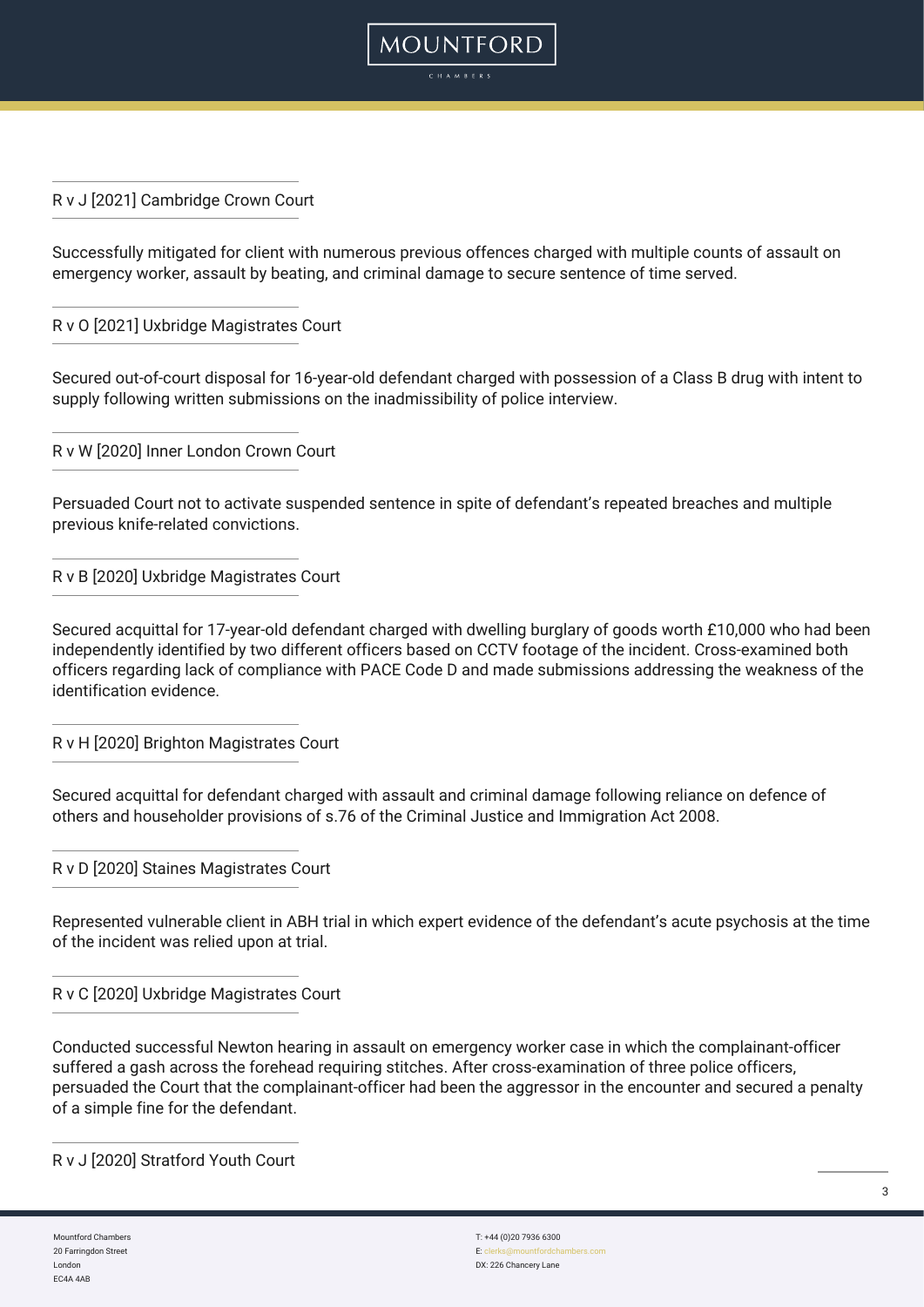### R v J [2021] Cambridge Crown Court

Successfully mitigated for client with numerous previous offences charged with multiple counts of assault on emergency worker, assault by beating, and criminal damage to secure sentence of time served.

### R v O [2021] Uxbridge Magistrates Court

Secured out-of-court disposal for 16-year-old defendant charged with possession of a Class B drug with intent to supply following written submissions on the inadmissibility of police interview.

### R v W [2020] Inner London Crown Court

Persuaded Court not to activate suspended sentence in spite of defendant's repeated breaches and multiple previous knife-related convictions.

### R v B [2020] Uxbridge Magistrates Court

Secured acquittal for 17-year-old defendant charged with dwelling burglary of goods worth £10,000 who had been independently identified by two different officers based on CCTV footage of the incident. Cross-examined both officers regarding lack of compliance with PACE Code D and made submissions addressing the weakness of the identification evidence.

### R v H [2020] Brighton Magistrates Court

Secured acquittal for defendant charged with assault and criminal damage following reliance on defence of others and householder provisions of s.76 of the Criminal Justice and Immigration Act 2008.

### R v D [2020] Staines Magistrates Court

Represented vulnerable client in ABH trial in which expert evidence of the defendant's acute psychosis at the time of the incident was relied upon at trial.

### R v C [2020] Uxbridge Magistrates Court

Conducted successful Newton hearing in assault on emergency worker case in which the complainant-officer suffered a gash across the forehead requiring stitches. After cross-examination of three police officers, persuaded the Court that the complainant-officer had been the aggressor in the encounter and secured a penalty of a simple fine for the defendant.

### R v J [2020] Stratford Youth Court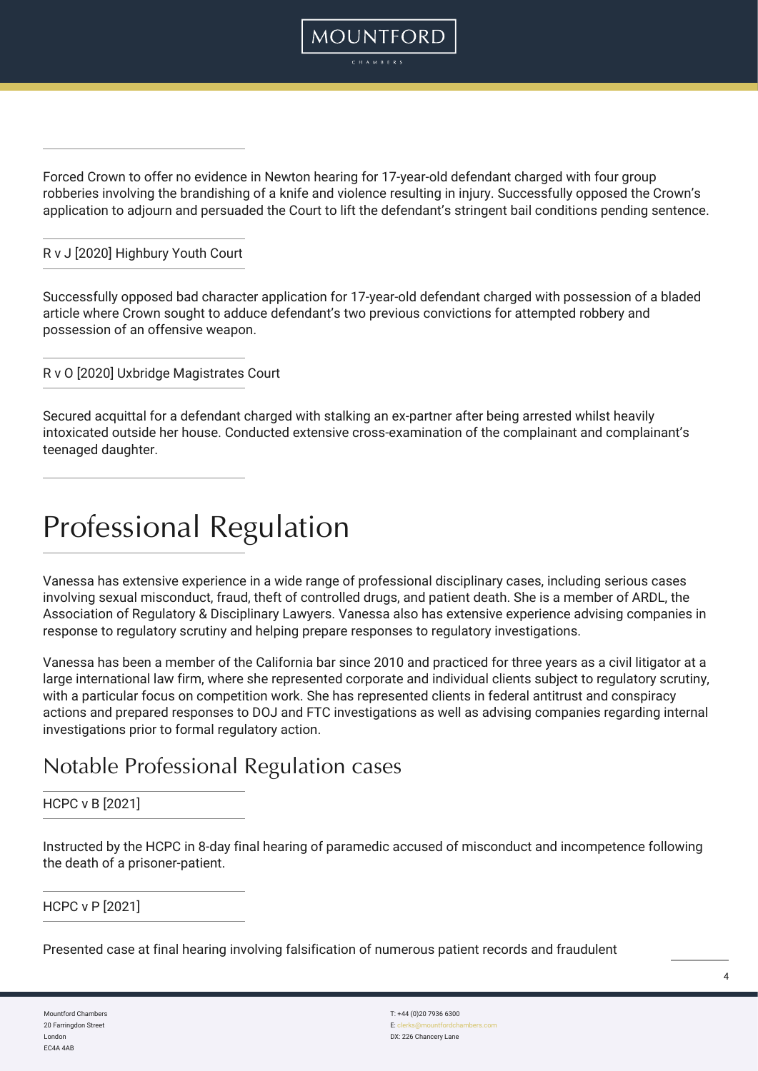Forced Crown to offer no evidence in Newton hearing for 17-year-old defendant charged with four group robberies involving the brandishing of a knife and violence resulting in injury. Successfully opposed the Crown's application to adjourn and persuaded the Court to lift the defendant's stringent bail conditions pending sentence.

R v J [2020] Highbury Youth Court

Successfully opposed bad character application for 17-year-old defendant charged with possession of a bladed article where Crown sought to adduce defendant's two previous convictions for attempted robbery and possession of an offensive weapon.

R v O [2020] Uxbridge Magistrates Court

Secured acquittal for a defendant charged with stalking an ex-partner after being arrested whilst heavily intoxicated outside her house. Conducted extensive cross-examination of the complainant and complainant's teenaged daughter.

# Professional Regulation

Vanessa has extensive experience in a wide range of professional disciplinary cases, including serious cases involving sexual misconduct, fraud, theft of controlled drugs, and patient death. She is a member of ARDL, the Association of Regulatory & Disciplinary Lawyers. Vanessa also has extensive experience advising companies in response to regulatory scrutiny and helping prepare responses to regulatory investigations.

Vanessa has been a member of the California bar since 2010 and practiced for three years as a civil litigator at a large international law firm, where she represented corporate and individual clients subject to regulatory scrutiny, with a particular focus on competition work. She has represented clients in federal antitrust and conspiracy actions and prepared responses to DOJ and FTC investigations as well as advising companies regarding internal investigations prior to formal regulatory action.

## Notable Professional Regulation cases

HCPC v B [2021]

Instructed by the HCPC in 8-day final hearing of paramedic accused of misconduct and incompetence following the death of a prisoner-patient.

HCPC v P [2021]

Presented case at final hearing involving falsification of numerous patient records and fraudulent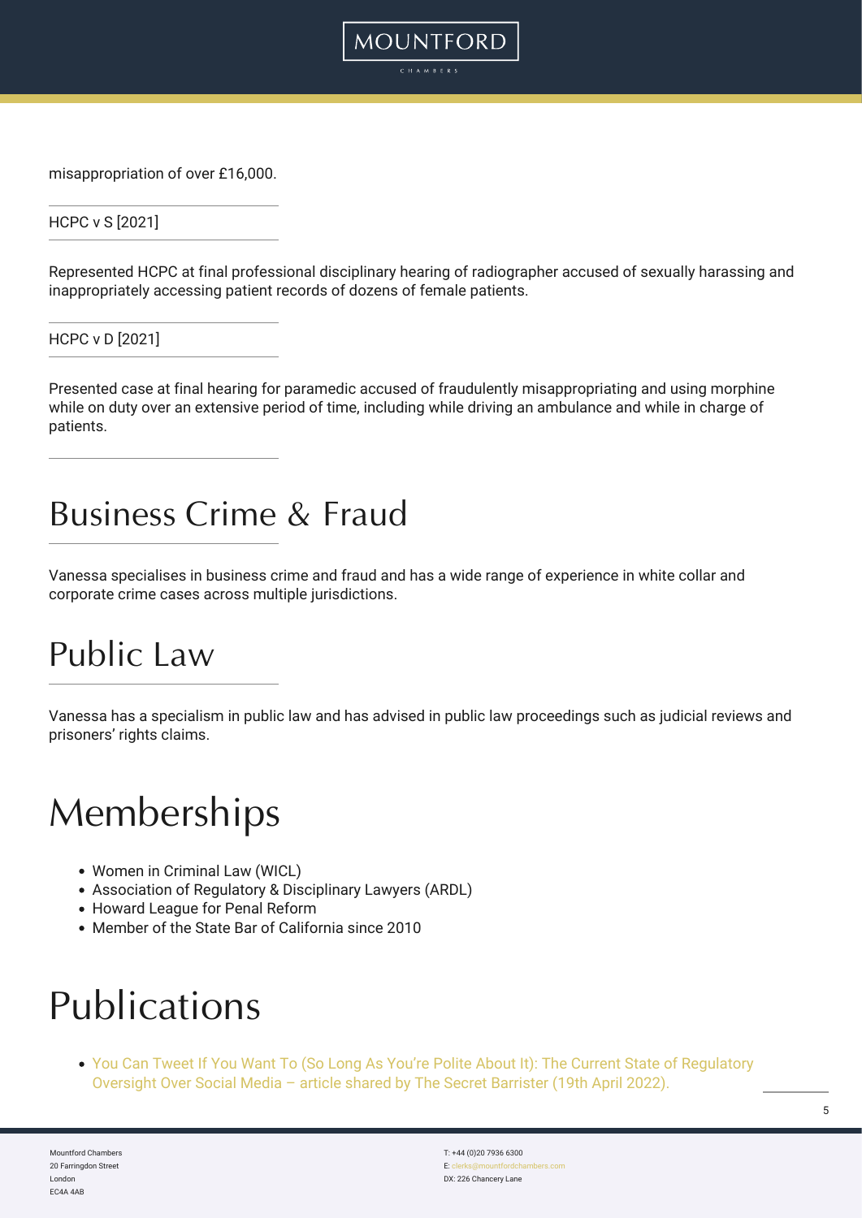misappropriation of over £16,000.

HCPC v S [2021]

Represented HCPC at final professional disciplinary hearing of radiographer accused of sexually harassing and inappropriately accessing patient records of dozens of female patients.

HCPC v D [2021]

Presented case at final hearing for paramedic accused of fraudulently misappropriating and using morphine while on duty over an extensive period of time, including while driving an ambulance and while in charge of patients.

## Business Crime & Fraud

Vanessa specialises in business crime and fraud and has a wide range of experience in white collar and corporate crime cases across multiple jurisdictions.

## Public Law

Vanessa has a specialism in public law and has advised in public law proceedings such as judicial reviews and prisoners' rights claims.

# Memberships

- Women in Criminal Law (WICL)
- Association of Regulatory & Disciplinary Lawyers (ARDL)
- Howard League for Penal Reform
- Member of the State Bar of California since 2010

# Publications

- You Can Tweet If You Want To (So Long As You're Polite About It): The Current State of Regulatory Oversight Over Social Media – article shared by The Secret Barrister (19th April 2022).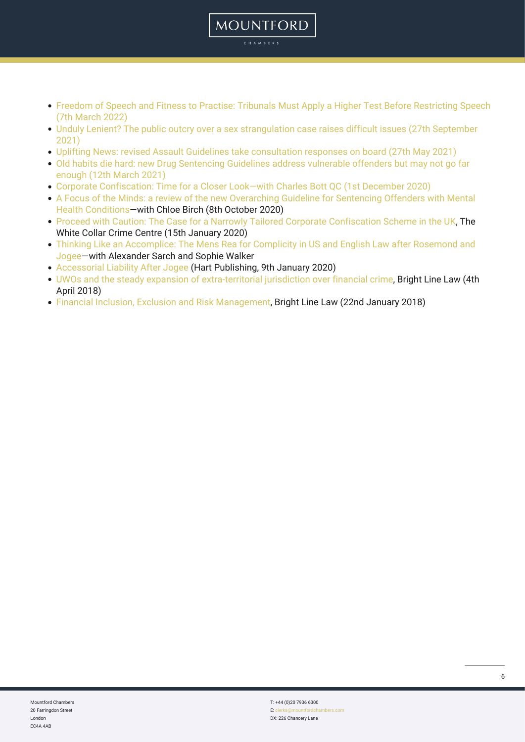- Freedom of Speech and Fitness to Practise: Tribunals Must Apply a Higher Test Before Restricting Speech (7th March 2022)
- Unduly Lenient? The public outcry over a sex strangulation case raises difficult issues (27th September 2021)
- Uplifting News: revised Assault Guidelines take consultation responses on board (27th May 2021)
- Old habits die hard: new Drug Sentencing Guidelines address vulnerable offenders but may not go far enough (12th March 2021)
- Corporate Confiscation: Time for a Closer Look—with Charles Bott QC (1st December 2020)
- A Focus of the Minds: a review of the new Overarching Guideline for Sentencing Offenders with Mental Health Conditions—with Chloe Birch (8th October 2020)
- Proceed with Caution: The Case for a Narrowly Tailored Corporate Confiscation Scheme in the UK, The White Collar Crime Centre (15th January 2020)
- Thinking Like an Accomplice: The Mens Rea for Complicity in US and English Law after Rosemond and Jogee—with Alexander Sarch and Sophie Walker
- Accessorial Liability After Jogee (Hart Publishing, 9th January 2020)
- UWOs and the steady expansion of extra-territorial jurisdiction over financial crime, Bright Line Law (4th April 2018)
- Financial Inclusion, Exclusion and Risk Management, Bright Line Law (22nd January 2018)